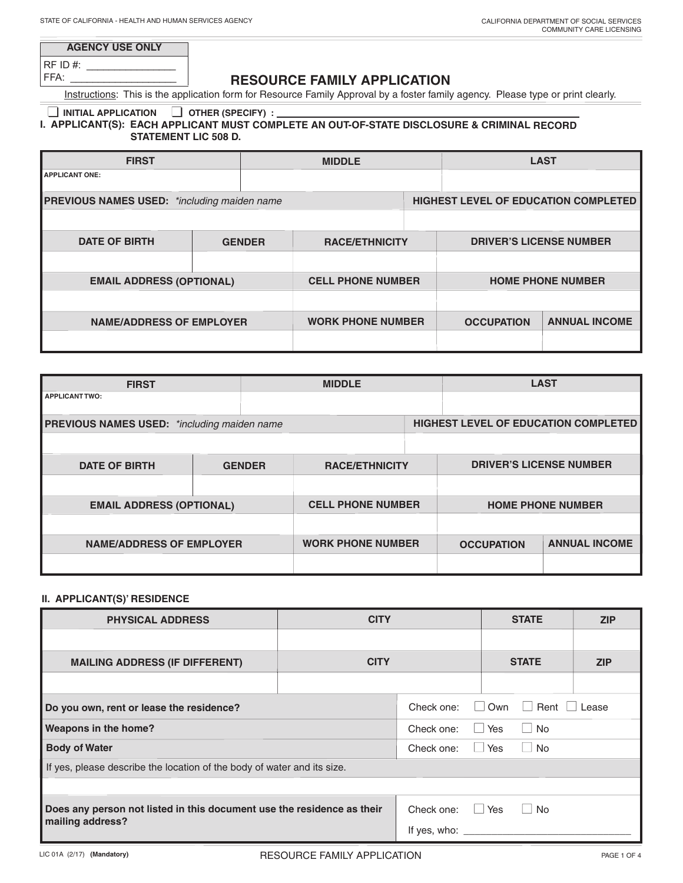STATE OF CALIFORNIA - HEALTH AND HUMAN SERVICES AGENCY

CALIFORNIA DEPARTMENT OF SOCIAL SERVICES
COMMUNITY CARE LICENSING

| AGENCY USE ONLY |
|---|
| RF ID #: _______________ |
| FFA: _________________ |

# RESOURCE FAMILY APPLICATION

Instructions: This is the application form for Resource Family Approval by a foster family agency. Please type or print clearly.

☐ INITIAL APPLICATION ☐ OTHER (SPECIFY) : _______________

## I. APPLICANT(S): EACH APPLICANT MUST COMPLETE AN OUT-OF-STATE DISCLOSURE & CRIMINAL RECORD STATEMENT LIC 508 D.

| FIRST | MIDDLE | LAST | |
|---|---|---|---|
| APPLICANT ONE: | | | |
| **PREVIOUS NAMES USED:** *\*including maiden name* | | **HIGHEST LEVEL OF EDUCATION COMPLETED** | |
| | | | |
| **DATE OF BIRTH** | **GENDER** | **RACE/ETHNICITY** | **DRIVER'S LICENSE NUMBER** |
| | | | |
| **EMAIL ADDRESS (OPTIONAL)** | | **CELL PHONE NUMBER** | **HOME PHONE NUMBER** |
| | | | |
| **NAME/ADDRESS OF EMPLOYER** | **WORK PHONE NUMBER** | **OCCUPATION** | **ANNUAL INCOME** |
| | | | |

| FIRST | MIDDLE | LAST | |
|---|---|---|---|
| APPLICANT TWO: | | | |
| **PREVIOUS NAMES USED:** *\*including maiden name* | | **HIGHEST LEVEL OF EDUCATION COMPLETED** | |
| | | | |
| **DATE OF BIRTH** | **GENDER** | **RACE/ETHNICITY** | **DRIVER'S LICENSE NUMBER** |
| | | | |
| **EMAIL ADDRESS (OPTIONAL)** | | **CELL PHONE NUMBER** | **HOME PHONE NUMBER** |
| | | | |
| **NAME/ADDRESS OF EMPLOYER** | **WORK PHONE NUMBER** | **OCCUPATION** | **ANNUAL INCOME** |
| | | | |

## II. APPLICANT(S)' RESIDENCE

| PHYSICAL ADDRESS | CITY | STATE | ZIP |
|---|---|---|---|
| | | | |
| **MAILING ADDRESS (IF DIFFERENT)** | **CITY** | **STATE** | **ZIP** |
| | | | |

| | |
|---|---|
| **Do you own, rent or lease the residence?** | Check one: ☐ Own ☐ Rent ☐ Lease |
| **Weapons in the home?** | Check one: ☐ Yes ☐ No |
| **Body of Water** | Check one: ☐ Yes ☐ No |
| If yes, please describe the location of the body of water and its size. | |
| | |
| **Does any person not listed in this document use the residence as their mailing address?** | Check one: ☐ Yes ☐ No<br>If yes, who: _______________ |

LIC 01A (2/17) **(Mandatory)**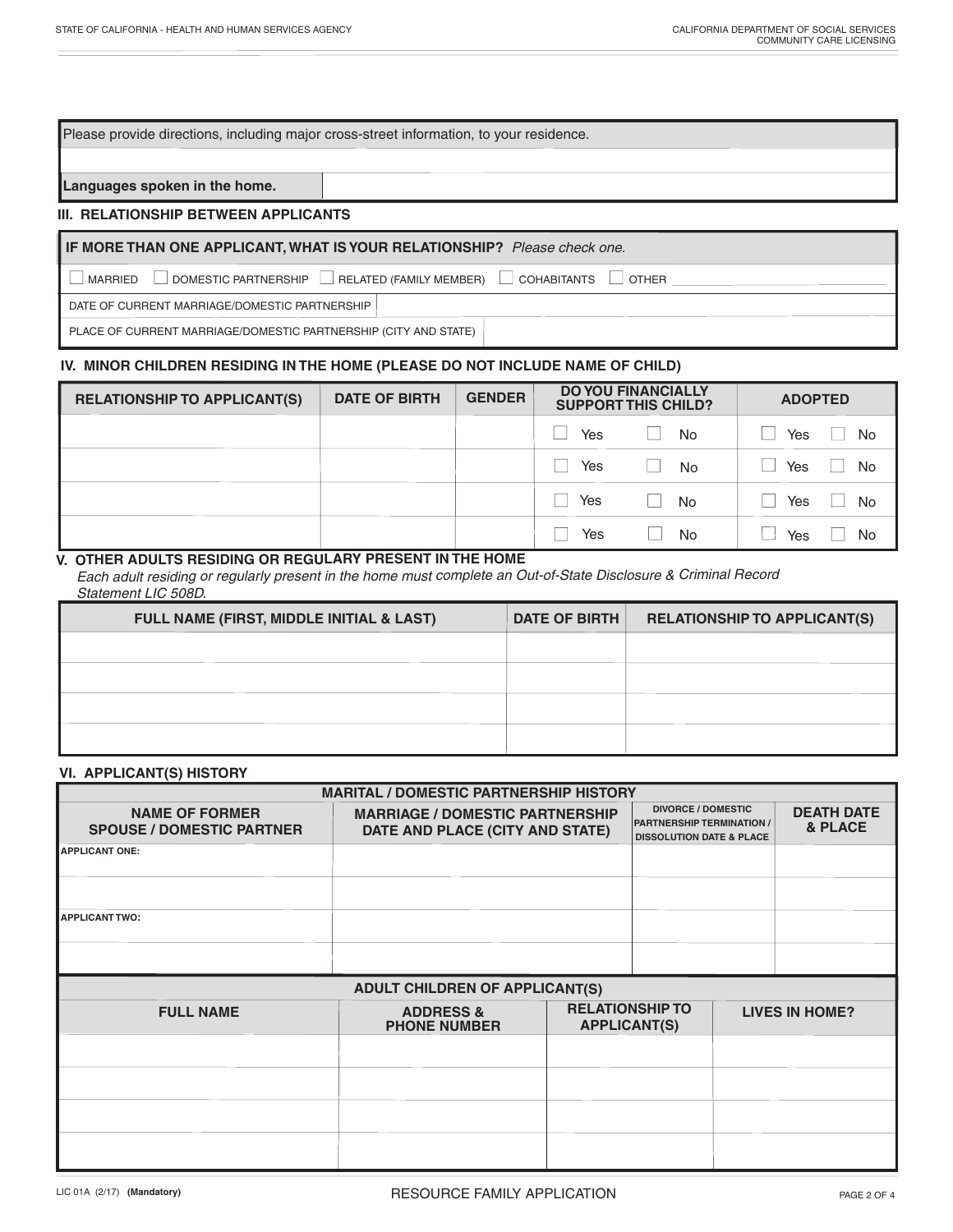| Please provide directions, including major cross-street information, to your residence. |
| --- |
| |

| **Languages spoken in the home.** | |
| --- | --- |

### III. RELATIONSHIP BETWEEN APPLICANTS

| **IF MORE THAN ONE APPLICANT, WHAT IS YOUR RELATIONSHIP?** *Please check one.* | |
| --- | --- |
| ☐ MARRIED ☐ DOMESTIC PARTNERSHIP ☐ RELATED (FAMILY MEMBER) ☐ COHABITANTS ☐ OTHER ________ | |
| DATE OF CURRENT MARRIAGE/DOMESTIC PARTNERSHIP | |
| PLACE OF CURRENT MARRIAGE/DOMESTIC PARTNERSHIP (CITY AND STATE) | |

### IV. MINOR CHILDREN RESIDING IN THE HOME (PLEASE DO NOT INCLUDE NAME OF CHILD)

| RELATIONSHIP TO APPLICANT(S) | DATE OF BIRTH | GENDER | DO YOU FINANCIALLY SUPPORT THIS CHILD? | ADOPTED |
| --- | --- | --- | --- | --- |
| | | | ☐ Yes ☐ No | ☐ Yes ☐ No |
| | | | ☐ Yes ☐ No | ☐ Yes ☐ No |
| | | | ☐ Yes ☐ No | ☐ Yes ☐ No |
| | | | ☐ Yes ☐ No | ☐ Yes ☐ No |

### V. OTHER ADULTS RESIDING OR REGULARY PRESENT IN THE HOME

*Each adult residing or regularly present in the home must complete an Out-of-State Disclosure & Criminal Record Statement LIC 508D.*

| FULL NAME (FIRST, MIDDLE INITIAL & LAST) | DATE OF BIRTH | RELATIONSHIP TO APPLICANT(S) |
| --- | --- | --- |
| | | |
| | | |
| | | |
| | | |

### VI. APPLICANT(S) HISTORY

| MARITAL / DOMESTIC PARTNERSHIP HISTORY | | | |
| --- | --- | --- | --- |
| NAME OF FORMER SPOUSE / DOMESTIC PARTNER | MARRIAGE / DOMESTIC PARTNERSHIP DATE AND PLACE (CITY AND STATE) | DIVORCE / DOMESTIC PARTNERSHIP TERMINATION / DISSOLUTION DATE & PLACE | DEATH DATE & PLACE |
| APPLICANT ONE: | | | |
| | | | |
| APPLICANT TWO: | | | |
| | | | |

| ADULT CHILDREN OF APPLICANT(S) | | | |
| --- | --- | --- | --- |
| FULL NAME | ADDRESS & PHONE NUMBER | RELATIONSHIP TO APPLICANT(S) | LIVES IN HOME? |
| | | | |
| | | | |
| | | | |
| | | | |

LIC 01A (2/17) **(Mandatory)** RESOURCE FAMILY APPLICATION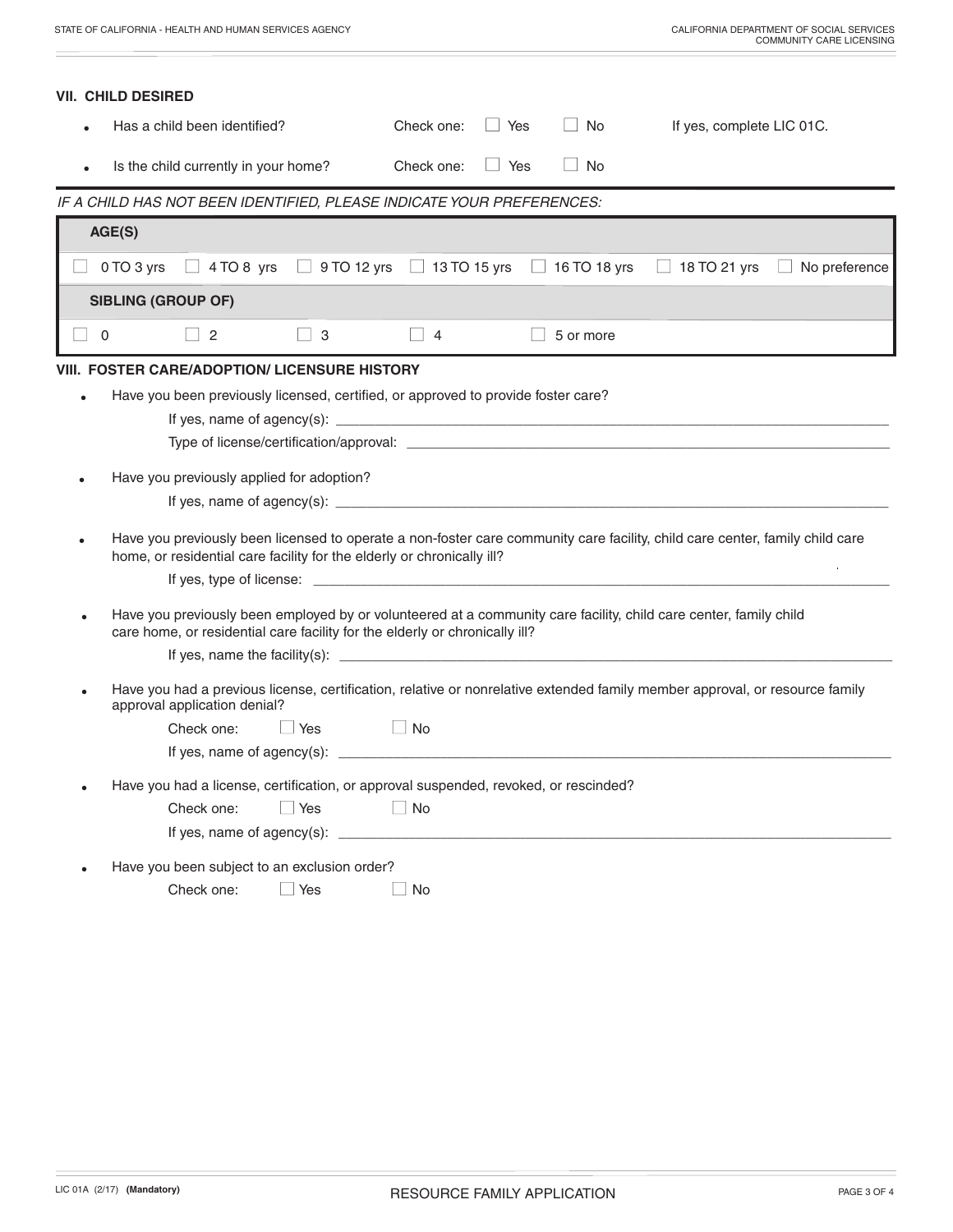## VII. CHILD DESIRED

- Has a child been identified? Check one: ☐ Yes ☐ No If yes, complete LIC 01C.
- Is the child currently in your home? Check one: ☐ Yes ☐ No

*IF A CHILD HAS NOT BEEN IDENTIFIED, PLEASE INDICATE YOUR PREFERENCES:*

| **AGE(S)** | | | | | | |
|---|---|---|---|---|---|---|
| ☐ 0 TO 3 yrs | ☐ 4 TO 8 yrs | ☐ 9 TO 12 yrs | ☐ 13 TO 15 yrs | ☐ 16 TO 18 yrs | ☐ 18 TO 21 yrs | ☐ No preference |
| **SIBLING (GROUP OF)** | | | | | | |
| ☐ 0 | ☐ 2 | ☐ 3 | ☐ 4 | ☐ 5 or more | | |

## VIII. FOSTER CARE/ADOPTION/ LICENSURE HISTORY

- Have you been previously licensed, certified, or approved to provide foster care?

  If yes, name of agency(s): ______________________________

  Type of license/certification/approval: ______________________________

- Have you previously applied for adoption?

  If yes, name of agency(s): ______________________________

- Have you previously been licensed to operate a non-foster care community care facility, child care center, family child care home, or residential care facility for the elderly or chronically ill?

  If yes, type of license: ______________________________

- Have you previously been employed by or volunteered at a community care facility, child care center, family child care home, or residential care facility for the elderly or chronically ill?

  If yes, name the facility(s): ______________________________

- Have you had a previous license, certification, relative or nonrelative extended family member approval, or resource family approval application denial?

  Check one: ☐ Yes ☐ No

  If yes, name of agency(s): ______________________________

- Have you had a license, certification, or approval suspended, revoked, or rescinded?

  Check one: ☐ Yes ☐ No

  If yes, name of agency(s): ______________________________

- Have you been subject to an exclusion order?

  Check one: ☐ Yes ☐ No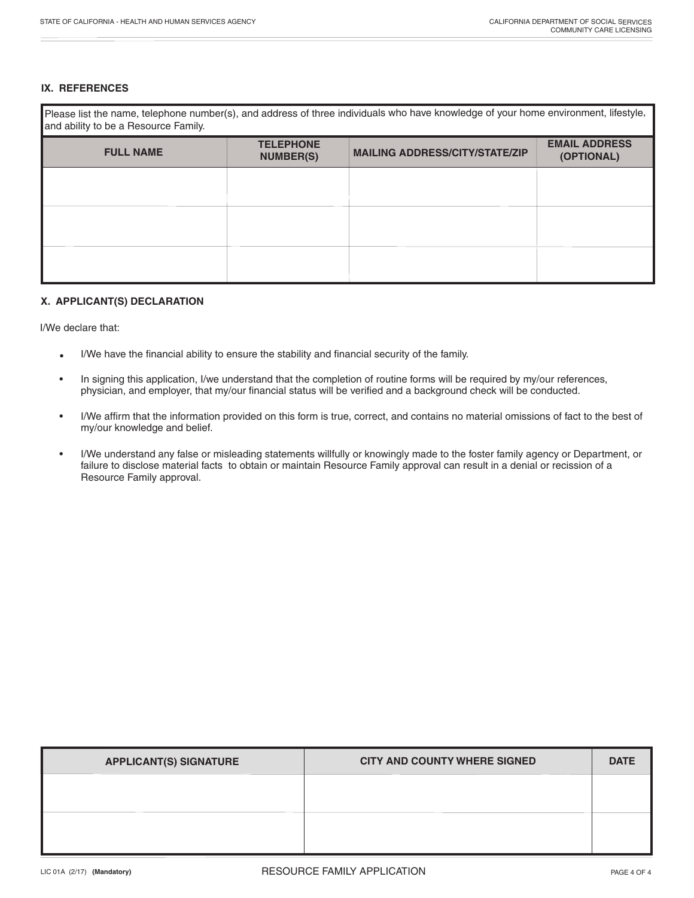## IX. REFERENCES

Please list the name, telephone number(s), and address of three individuals who have knowledge of your home environment, lifestyle, and ability to be a Resource Family.

| FULL NAME | TELEPHONE NUMBER(S) | MAILING ADDRESS/CITY/STATE/ZIP | EMAIL ADDRESS (OPTIONAL) |
|---|---|---|---|
| | | | |
| | | | |
| | | | |

## X. APPLICANT(S) DECLARATION

I/We declare that:

- I/We have the financial ability to ensure the stability and financial security of the family.
- In signing this application, I/we understand that the completion of routine forms will be required by my/our references, physician, and employer, that my/our financial status will be verified and a background check will be conducted.
- I/We affirm that the information provided on this form is true, correct, and contains no material omissions of fact to the best of my/our knowledge and belief.
- I/We understand any false or misleading statements willfully or knowingly made to the foster family agency or Department, or failure to disclose material facts to obtain or maintain Resource Family approval can result in a denial or recission of a Resource Family approval.

| APPLICANT(S) SIGNATURE | CITY AND COUNTY WHERE SIGNED | DATE |
|---|---|---|
| | | |
| | | |

LIC 01A (2/17) **(Mandatory)**

RESOURCE FAMILY APPLICATION